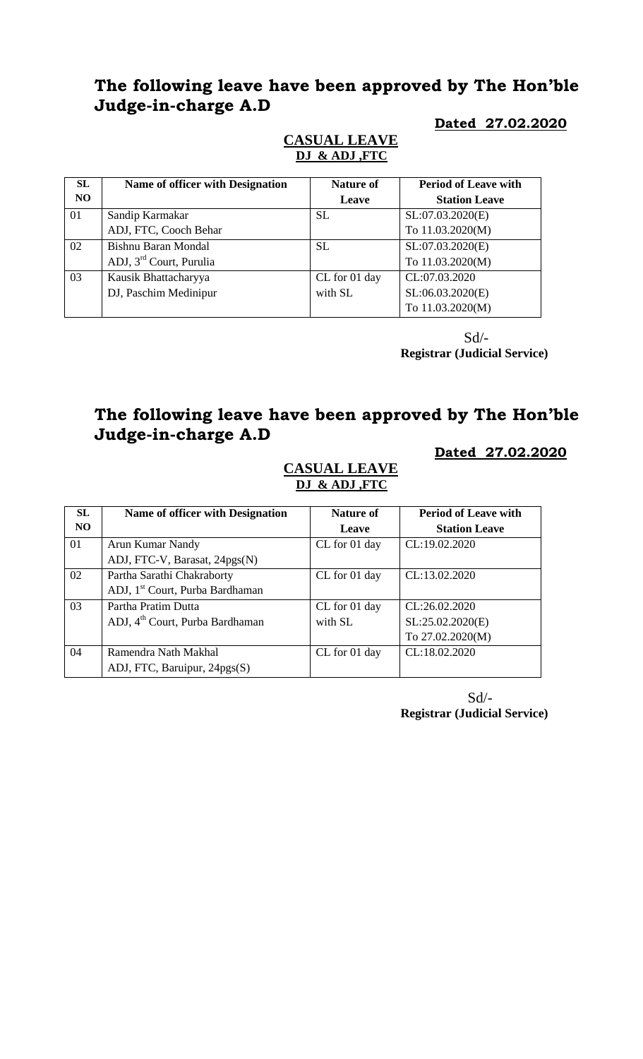## The following leave have been approved by The Hon'ble Judge-in-charge A.D

**Dated 27.02.2020**

**CASUAL LEAVE**
**DJ & ADJ ,FTC**

| SL NO | Name of officer with Designation | Nature of Leave | Period of Leave with Station Leave |
|---|---|---|---|
| 01 | Sandip Karmakar<br>ADJ, FTC, Cooch Behar | SL | SL:07.03.2020(E)<br>To 11.03.2020(M) |
| 02 | Bishnu Baran Mondal<br>ADJ, 3rd Court, Purulia | SL | SL:07.03.2020(E)<br>To 11.03.2020(M) |
| 03 | Kausik Bhattacharyya<br>DJ, Paschim Medinipur | CL for 01 day with SL | CL:07.03.2020<br>SL:06.03.2020(E)<br>To 11.03.2020(M) |

Sd/-
**Registrar (Judicial Service)**

## The following leave have been approved by The Hon'ble Judge-in-charge A.D

**Dated 27.02.2020**

**CASUAL LEAVE**
**DJ & ADJ ,FTC**

| SL NO | Name of officer with Designation | Nature of Leave | Period of Leave with Station Leave |
|---|---|---|---|
| 01 | Arun Kumar Nandy<br>ADJ, FTC-V, Barasat, 24pgs(N) | CL for 01 day | CL:19.02.2020 |
| 02 | Partha Sarathi Chakraborty<br>ADJ, 1st Court, Purba Bardhaman | CL for 01 day | CL:13.02.2020 |
| 03 | Partha Pratim Dutta<br>ADJ, 4th Court, Purba Bardhaman | CL for 01 day with SL | CL:26.02.2020<br>SL:25.02.2020(E)<br>To 27.02.2020(M) |
| 04 | Ramendra Nath Makhal<br>ADJ, FTC, Baruipur, 24pgs(S) | CL for 01 day | CL:18.02.2020 |

Sd/-
**Registrar (Judicial Service)**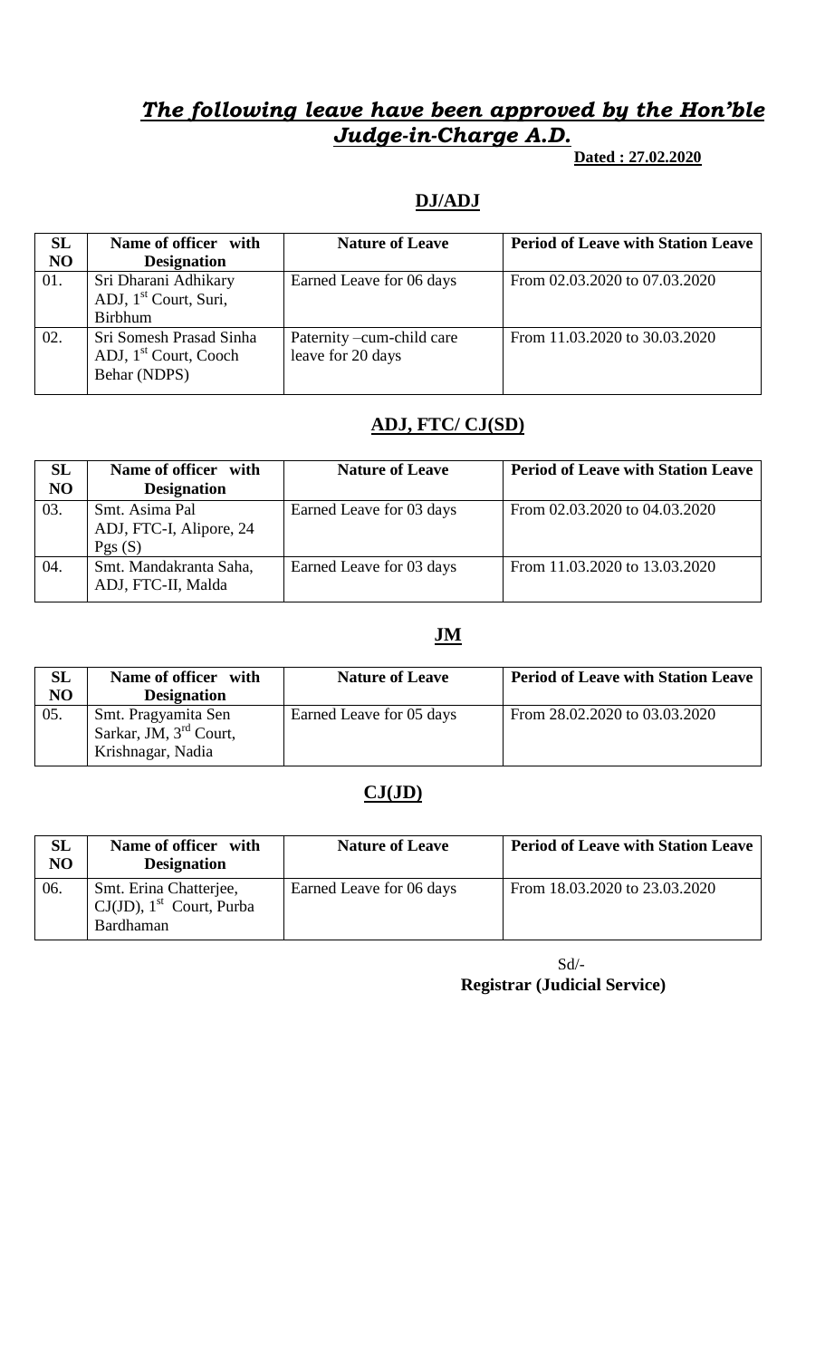# ***The following leave have been approved by the Hon'ble Judge-in-Charge A.D.***

**Dated : 27.02.2020**

## DJ/ADJ

| SL NO | Name of officer with Designation | Nature of Leave | Period of Leave with Station Leave |
|---|---|---|---|
| 01. | Sri Dharani Adhikary ADJ, 1st Court, Suri, Birbhum | Earned Leave for 06 days | From 02.03.2020 to 07.03.2020 |
| 02. | Sri Somesh Prasad Sinha ADJ, 1st Court, Cooch Behar (NDPS) | Paternity –cum-child care leave for 20 days | From 11.03.2020 to 30.03.2020 |

## ADJ, FTC/ CJ(SD)

| SL NO | Name of officer with Designation | Nature of Leave | Period of Leave with Station Leave |
|---|---|---|---|
| 03. | Smt. Asima Pal ADJ, FTC-I, Alipore, 24 Pgs (S) | Earned Leave for 03 days | From 02.03.2020 to 04.03.2020 |
| 04. | Smt. Mandakranta Saha, ADJ, FTC-II, Malda | Earned Leave for 03 days | From 11.03.2020 to 13.03.2020 |

## JM

| SL NO | Name of officer with Designation | Nature of Leave | Period of Leave with Station Leave |
|---|---|---|---|
| 05. | Smt. Pragyamita Sen Sarkar, JM, 3rd Court, Krishnagar, Nadia | Earned Leave for 05 days | From 28.02.2020 to 03.03.2020 |

## CJ(JD)

| SL NO | Name of officer with Designation | Nature of Leave | Period of Leave with Station Leave |
|---|---|---|---|
| 06. | Smt. Erina Chatterjee, CJ(JD), 1st Court, Purba Bardhaman | Earned Leave for 06 days | From 18.03.2020 to 23.03.2020 |

Sd/-

**Registrar (Judicial Service)**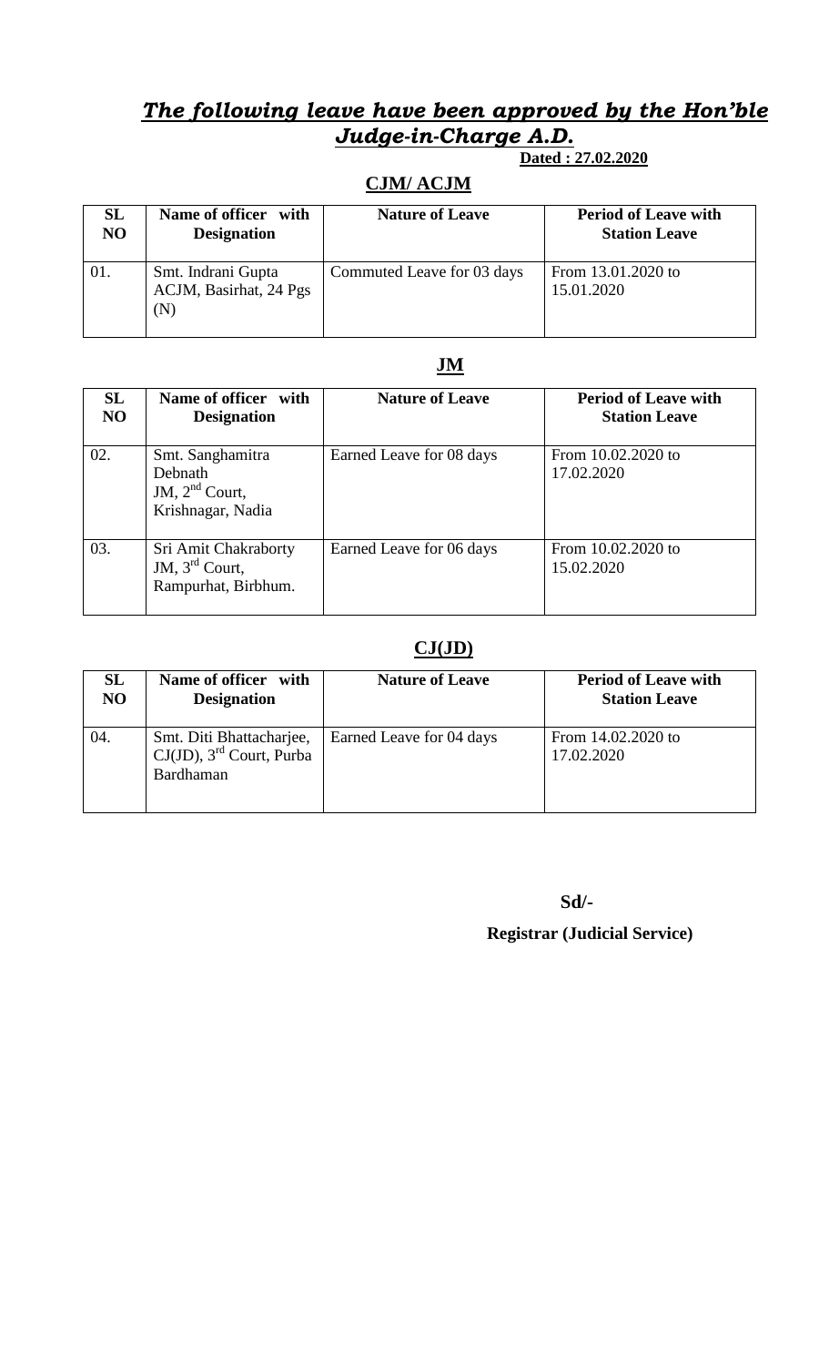# *The following leave have been approved by the Hon'ble Judge-in-Charge A.D.*

**Dated : 27.02.2020**

## CJM/ ACJM

| SL NO | Name of officer with Designation | Nature of Leave | Period of Leave with Station Leave |
|---|---|---|---|
| 01. | Smt. Indrani Gupta ACJM, Basirhat, 24 Pgs (N) | Commuted Leave for 03 days | From 13.01.2020 to 15.01.2020 |

## JM

| SL NO | Name of officer with Designation | Nature of Leave | Period of Leave with Station Leave |
|---|---|---|---|
| 02. | Smt. Sanghamitra Debnath JM, 2nd Court, Krishnagar, Nadia | Earned Leave for 08 days | From 10.02.2020 to 17.02.2020 |
| 03. | Sri Amit Chakraborty JM, 3rd Court, Rampurhat, Birbhum. | Earned Leave for 06 days | From 10.02.2020 to 15.02.2020 |

## CJ(JD)

| SL NO | Name of officer with Designation | Nature of Leave | Period of Leave with Station Leave |
|---|---|---|---|
| 04. | Smt. Diti Bhattacharjee, CJ(JD), 3rd Court, Purba Bardhaman | Earned Leave for 04 days | From 14.02.2020 to 17.02.2020 |

**Sd/-**

**Registrar (Judicial Service)**